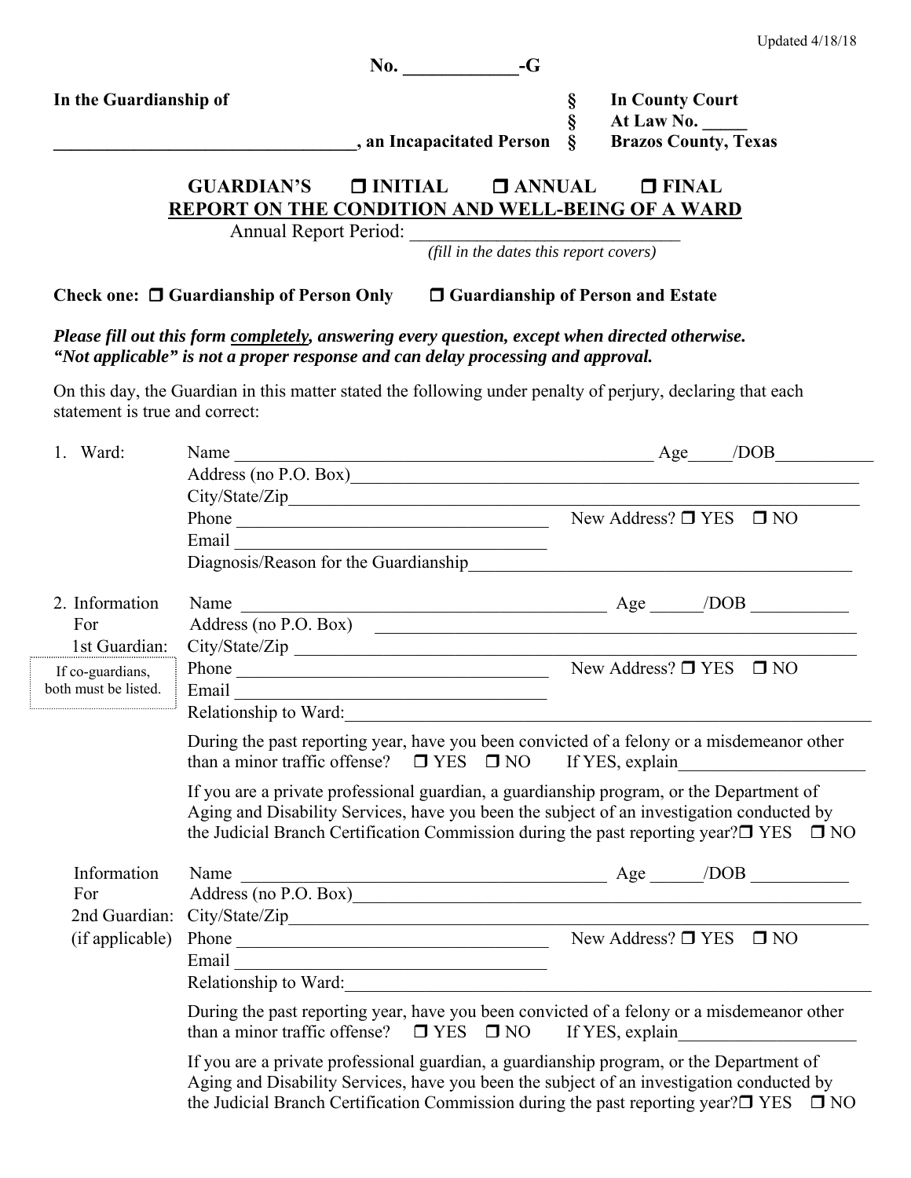Updated 4/18/18

**No. ____________-G**

| | | |
|---|---|---|
| **In the Guardianship of** | **§** | **In County Court** |
| | **§** | **At Law No. _____** |
| **_________________________________, an Incapacitated Person** | **§** | **Brazos County, Texas** |

## GUARDIAN'S ☐ INITIAL ☐ ANNUAL ☐ FINAL
## REPORT ON THE CONDITION AND WELL-BEING OF A WARD

Annual Report Period: _____________________________
*(fill in the dates this report covers)*

**Check one: ☐ Guardianship of Person Only ☐ Guardianship of Person and Estate**

***Please fill out this form completely, answering every question, except when directed otherwise. "Not applicable" is not a proper response and can delay processing and approval.***

On this day, the Guardian in this matter stated the following under penalty of perjury, declaring that each statement is true and correct:

1. Ward:
   Name __________________________________________________ Age_____/DOB___________
   Address (no P.O. Box)_____________________________________________________________
   City/State/Zip__________________________________________________________________
   Phone ____________________________________ New Address? ☐ YES ☐ NO
   Email ____________________________________
   Diagnosis/Reason for the Guardianship__________________________________________

2. Information For 1st Guardian:
   *If co-guardians, both must be listed.*
   Name ___________________________________________ Age ______/DOB ___________
   Address (no P.O. Box) ____________________________________________________
   City/State/Zip _________________________________________________________________
   Phone ____________________________________ New Address? ☐ YES ☐ NO
   Email ____________________________________
   Relationship to Ward:_____________________________________________________________

   During the past reporting year, have you been convicted of a felony or a misdemeanor other than a minor traffic offense? ☐ YES ☐ NO If YES, explain____________________

   If you are a private professional guardian, a guardianship program, or the Department of Aging and Disability Services, have you been the subject of an investigation conducted by the Judicial Branch Certification Commission during the past reporting year? ☐ YES ☐ NO

   Information For 2nd Guardian: (if applicable)
   Name ___________________________________________ Age ______/DOB ___________
   Address (no P.O. Box)_____________________________________________________________
   City/State/Zip__________________________________________________________________
   Phone ____________________________________ New Address? ☐ YES ☐ NO
   Email ____________________________________
   Relationship to Ward:_____________________________________________________________

   During the past reporting year, have you been convicted of a felony or a misdemeanor other than a minor traffic offense? ☐ YES ☐ NO If YES, explain____________________

   If you are a private professional guardian, a guardianship program, or the Department of Aging and Disability Services, have you been the subject of an investigation conducted by the Judicial Branch Certification Commission during the past reporting year? ☐ YES ☐ NO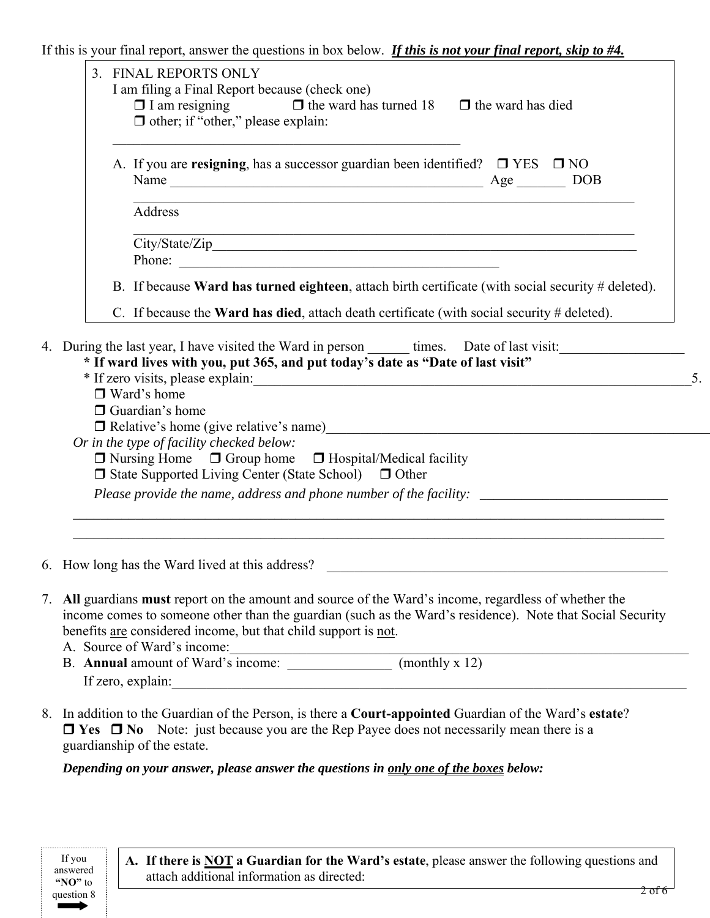If this is your final report, answer the questions in box below. ***If this is not your final report, skip to #4.***

3. FINAL REPORTS ONLY
   I am filing a Final Report because (check one)
   ❒ I am resigning ❒ the ward has turned 18 ❒ the ward has died
   ❒ other; if "other," please explain:

   ______________________________________________________

   A. If you are **resigning**, has a successor guardian been identified? ❒ YES ❒ NO
      Name _______________________________________________ Age _______ DOB
      ____________________________________________________________________________
      Address
      ____________________________________________________________________________
      City/State/Zip_______________________________________________________________
      Phone: _______________________________________________

   B. If because **Ward has turned eighteen**, attach birth certificate (with social security # deleted).

   C. If because the **Ward has died**, attach death certificate (with social security # deleted).

4. During the last year, I have visited the Ward in person ______ times. Date of last visit:__________________
   **\* If ward lives with you, put 365, and put today's date as "Date of last visit"**
   \* If zero visits, please explain:_____________________________________________________________

5. ❒ Ward's home
   ❒ Guardian's home
   ❒ Relative's home (give relative's name)______________________________________________________

   *Or in the type of facility checked below:*
   ❒ Nursing Home ❒ Group home ❒ Hospital/Medical facility
   ❒ State Supported Living Center (State School) ❒ Other

   *Please provide the name, address and phone number of the facility:* ___________________________
   ________________________________________________________________________________________
   ________________________________________________________________________________________

6. How long has the Ward lived at this address? _____________________________________________________

7. **All** guardians **must** report on the amount and source of the Ward's income, regardless of whether the income comes to someone other than the guardian (such as the Ward's residence). Note that Social Security benefits are considered income, but that child support is not.
   A. Source of Ward's income:_____________________________________________________________________
   B. **Annual** amount of Ward's income: _______________ (monthly x 12)
      If zero, explain:_____________________________________________________________________________

8. In addition to the Guardian of the Person, is there a **Court-appointed** Guardian of the Ward's **estate**?
   ❒ **Yes** ❒ **No** Note: just because you are the Rep Payee does not necessarily mean there is a guardianship of the estate.

   ***Depending on your answer, please answer the questions in only one of the boxes below:***

If you answered **"NO"** to question 8 ➡

**A. If there is NOT a Guardian for the Ward's estate**, please answer the following questions and attach additional information as directed: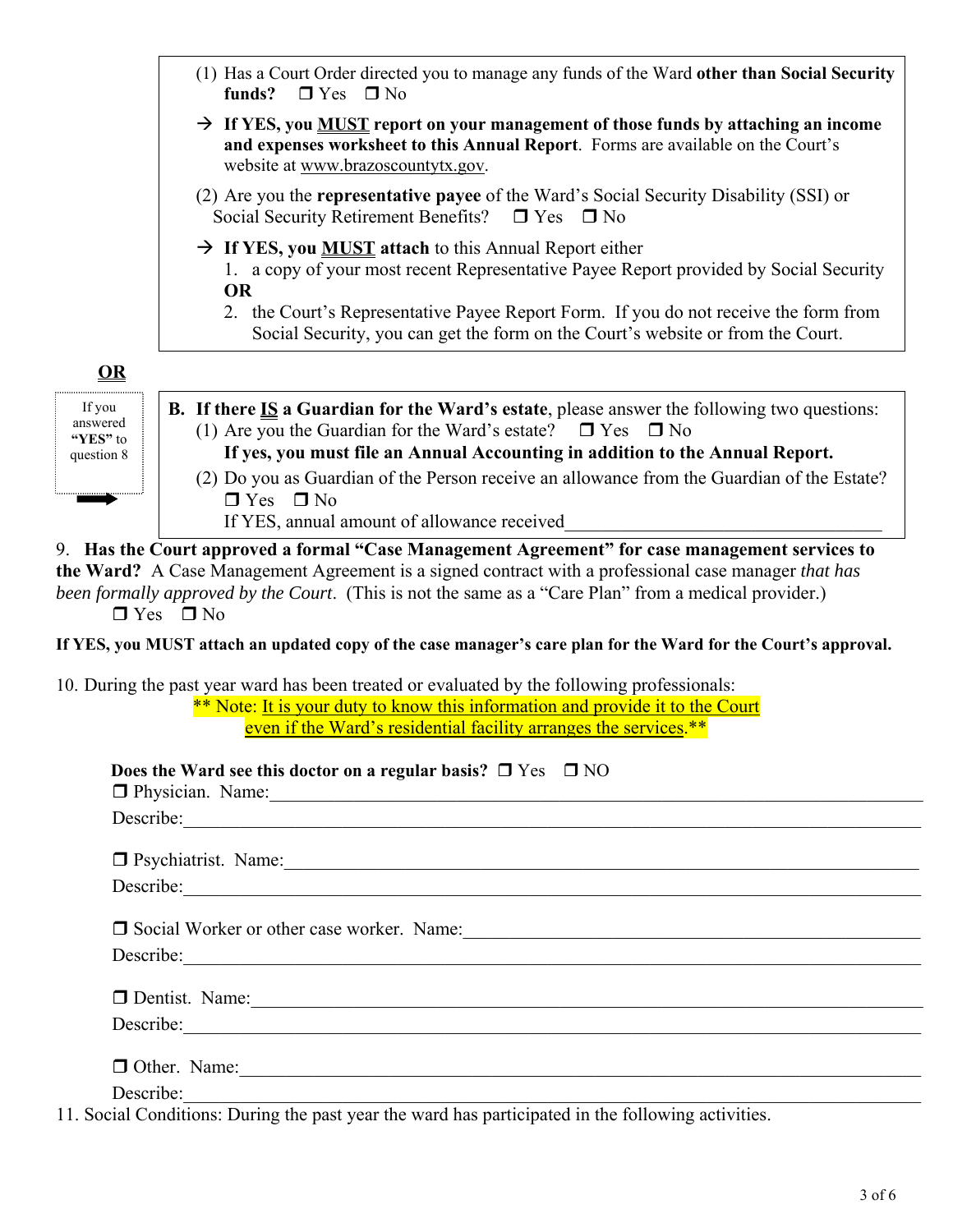(1) Has a Court Order directed you to manage any funds of the Ward **other than Social Security funds?** ❒ Yes ❒ No

→ **If YES, you <u>MUST</u> report on your management of those funds by attaching an income and expenses worksheet to this Annual Report**. Forms are available on the Court's website at www.brazoscountytx.gov.

(2) Are you the **representative payee** of the Ward's Social Security Disability (SSI) or Social Security Retirement Benefits? ❒ Yes ❒ No

→ **If YES, you <u>MUST</u> attach** to this Annual Report either

1. a copy of your most recent Representative Payee Report provided by Social Security

**OR**

2. the Court's Representative Payee Report Form. If you do not receive the form from Social Security, you can get the form on the Court's website or from the Court.

**<u>OR</u>**

If you answered **"YES"** to question 8 →

**B. If there <u>IS</u> a Guardian for the Ward's estate**, please answer the following two questions:

(1) Are you the Guardian for the Ward's estate? ❒ Yes ❒ No

**If yes, you must file an Annual Accounting in addition to the Annual Report.**

(2) Do you as Guardian of the Person receive an allowance from the Guardian of the Estate? ❒ Yes ❒ No

If YES, annual amount of allowance received\_\_\_\_\_\_\_\_\_\_\_\_\_\_\_\_\_\_\_\_\_\_\_\_\_\_\_\_\_\_\_\_\_\_

9. **Has the Court approved a formal "Case Management Agreement" for case management services to the Ward?** A Case Management Agreement is a signed contract with a professional case manager *that has been formally approved by the Court*. (This is not the same as a "Care Plan" from a medical provider.)
❒ Yes ❒ No

**If YES, you MUST attach an updated copy of the case manager's care plan for the Ward for the Court's approval.**

10. During the past year ward has been treated or evaluated by the following professionals:

\*\* Note: <u>It is your duty to know this information and provide it to the Court even if the Ward's residential facility arranges the services</u>.\*\*

**Does the Ward see this doctor on a regular basis?** ❒ Yes ❒ NO

❒ Physician. Name:\_\_\_\_\_\_\_\_\_\_\_\_\_\_\_\_\_\_\_\_\_\_\_\_\_\_\_\_\_\_\_\_\_\_\_\_\_\_\_\_\_\_\_\_\_\_

Describe:\_\_\_\_\_\_\_\_\_\_\_\_\_\_\_\_\_\_\_\_\_\_\_\_\_\_\_\_\_\_\_\_\_\_\_\_\_\_\_\_\_\_\_\_\_\_

❒ Psychiatrist. Name:\_\_\_\_\_\_\_\_\_\_\_\_\_\_\_\_\_\_\_\_\_\_\_\_\_\_\_\_\_\_\_\_\_\_\_\_\_\_\_\_\_\_\_\_\_\_

Describe:\_\_\_\_\_\_\_\_\_\_\_\_\_\_\_\_\_\_\_\_\_\_\_\_\_\_\_\_\_\_\_\_\_\_\_\_\_\_\_\_\_\_\_\_\_\_

❒ Social Worker or other case worker. Name:\_\_\_\_\_\_\_\_\_\_\_\_\_\_\_\_\_\_\_\_\_\_\_\_\_\_\_\_\_\_\_\_

Describe:\_\_\_\_\_\_\_\_\_\_\_\_\_\_\_\_\_\_\_\_\_\_\_\_\_\_\_\_\_\_\_\_\_\_\_\_\_\_\_\_\_\_\_\_\_\_

❒ Dentist. Name:\_\_\_\_\_\_\_\_\_\_\_\_\_\_\_\_\_\_\_\_\_\_\_\_\_\_\_\_\_\_\_\_\_\_\_\_\_\_\_\_\_\_\_\_\_\_

Describe:\_\_\_\_\_\_\_\_\_\_\_\_\_\_\_\_\_\_\_\_\_\_\_\_\_\_\_\_\_\_\_\_\_\_\_\_\_\_\_\_\_\_\_\_\_\_

❒ Other. Name:\_\_\_\_\_\_\_\_\_\_\_\_\_\_\_\_\_\_\_\_\_\_\_\_\_\_\_\_\_\_\_\_\_\_\_\_\_\_\_\_\_\_\_\_\_\_

Describe:\_\_\_\_\_\_\_\_\_\_\_\_\_\_\_\_\_\_\_\_\_\_\_\_\_\_\_\_\_\_\_\_\_\_\_\_\_\_\_\_\_\_\_\_\_\_

11. Social Conditions: During the past year the ward has participated in the following activities.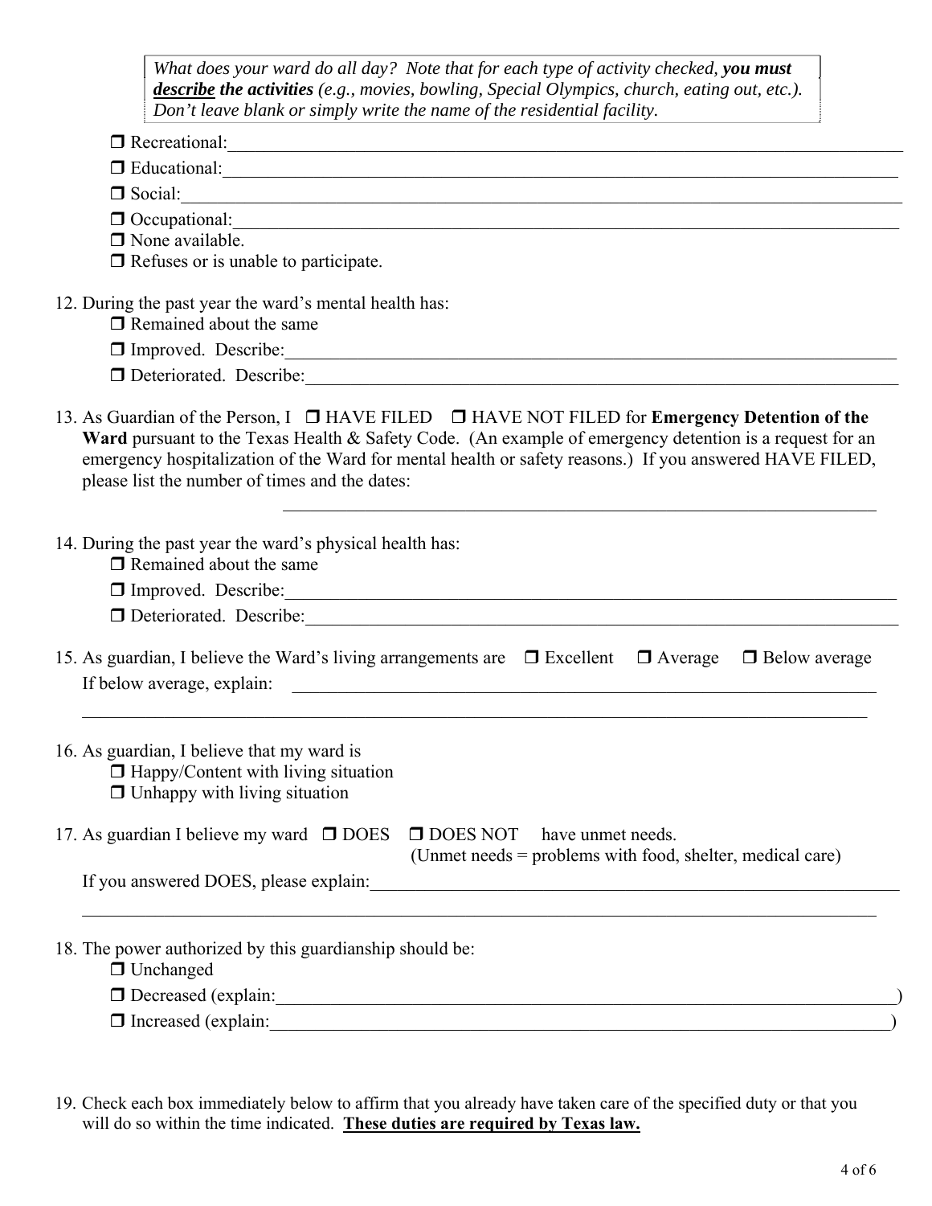*What does your ward do all day? Note that for each type of activity checked,* ***you must*** ***describe the activities*** *(e.g., movies, bowling, Special Olympics, church, eating out, etc.). Don't leave blank or simply write the name of the residential facility.*

- ❒ Recreational:\_\_\_\_\_\_\_\_\_\_\_\_\_\_\_\_\_\_\_\_\_\_\_\_\_\_\_\_\_\_\_\_\_\_\_\_\_\_\_\_\_\_\_\_\_\_\_\_
- ❒ Educational:\_\_\_\_\_\_\_\_\_\_\_\_\_\_\_\_\_\_\_\_\_\_\_\_\_\_\_\_\_\_\_\_\_\_\_\_\_\_\_\_\_\_\_\_\_\_\_\_
- ❒ Social:\_\_\_\_\_\_\_\_\_\_\_\_\_\_\_\_\_\_\_\_\_\_\_\_\_\_\_\_\_\_\_\_\_\_\_\_\_\_\_\_\_\_\_\_\_\_\_\_\_\_\_\_
- ❒ Occupational:\_\_\_\_\_\_\_\_\_\_\_\_\_\_\_\_\_\_\_\_\_\_\_\_\_\_\_\_\_\_\_\_\_\_\_\_\_\_\_\_\_\_\_\_\_\_\_
- ❒ None available.
- ❒ Refuses or is unable to participate.

12. During the past year the ward's mental health has:
    - ❒ Remained about the same
    - ❒ Improved. Describe:\_\_\_\_\_\_\_\_\_\_\_\_\_\_\_\_\_\_\_\_\_\_\_\_\_\_\_\_\_\_\_\_\_\_\_\_\_\_\_\_\_\_
    - ❒ Deteriorated. Describe:\_\_\_\_\_\_\_\_\_\_\_\_\_\_\_\_\_\_\_\_\_\_\_\_\_\_\_\_\_\_\_\_\_\_\_\_\_\_\_

13. As Guardian of the Person, I ❒ HAVE FILED ❒ HAVE NOT FILED for **Emergency Detention of the Ward** pursuant to the Texas Health & Safety Code. (An example of emergency detention is a request for an emergency hospitalization of the Ward for mental health or safety reasons.) If you answered HAVE FILED, please list the number of times and the dates:

    \_\_\_\_\_\_\_\_\_\_\_\_\_\_\_\_\_\_\_\_\_\_\_\_\_\_\_\_\_\_\_\_\_\_\_\_\_\_\_\_\_\_\_\_\_\_\_\_\_\_\_\_\_\_\_\_\_\_\_\_\_\_

14. During the past year the ward's physical health has:
    - ❒ Remained about the same
    - ❒ Improved. Describe:\_\_\_\_\_\_\_\_\_\_\_\_\_\_\_\_\_\_\_\_\_\_\_\_\_\_\_\_\_\_\_\_\_\_\_\_\_\_\_\_\_\_
    - ❒ Deteriorated. Describe:\_\_\_\_\_\_\_\_\_\_\_\_\_\_\_\_\_\_\_\_\_\_\_\_\_\_\_\_\_\_\_\_\_\_\_\_\_\_\_

15. As guardian, I believe the Ward's living arrangements are ❒ Excellent ❒ Average ❒ Below average

    If below average, explain: \_\_\_\_\_\_\_\_\_\_\_\_\_\_\_\_\_\_\_\_\_\_\_\_\_\_\_\_\_\_\_\_\_\_\_\_\_\_\_\_\_\_\_

    \_\_\_\_\_\_\_\_\_\_\_\_\_\_\_\_\_\_\_\_\_\_\_\_\_\_\_\_\_\_\_\_\_\_\_\_\_\_\_\_\_\_\_\_\_\_\_\_\_\_\_\_\_\_\_\_\_\_\_\_\_\_\_\_\_\_\_\_\_\_

16. As guardian, I believe that my ward is
    - ❒ Happy/Content with living situation
    - ❒ Unhappy with living situation

17. As guardian I believe my ward ❒ DOES ❒ DOES NOT have unmet needs.
    (Unmet needs = problems with food, shelter, medical care)

    If you answered DOES, please explain:\_\_\_\_\_\_\_\_\_\_\_\_\_\_\_\_\_\_\_\_\_\_\_\_\_\_\_\_\_\_\_\_\_\_\_\_\_\_

    \_\_\_\_\_\_\_\_\_\_\_\_\_\_\_\_\_\_\_\_\_\_\_\_\_\_\_\_\_\_\_\_\_\_\_\_\_\_\_\_\_\_\_\_\_\_\_\_\_\_\_\_\_\_\_\_\_\_\_\_\_\_\_\_\_\_\_\_\_\_

18. The power authorized by this guardianship should be:
    - ❒ Unchanged
    - ❒ Decreased (explain:\_\_\_\_\_\_\_\_\_\_\_\_\_\_\_\_\_\_\_\_\_\_\_\_\_\_\_\_\_\_\_\_\_\_\_\_\_\_\_\_\_\_\_\_\_\_)
    - ❒ Increased (explain:\_\_\_\_\_\_\_\_\_\_\_\_\_\_\_\_\_\_\_\_\_\_\_\_\_\_\_\_\_\_\_\_\_\_\_\_\_\_\_\_\_\_\_\_\_\_\_)

19. Check each box immediately below to affirm that you already have taken care of the specified duty or that you will do so within the time indicated. **<u>These duties are required by Texas law.</u>**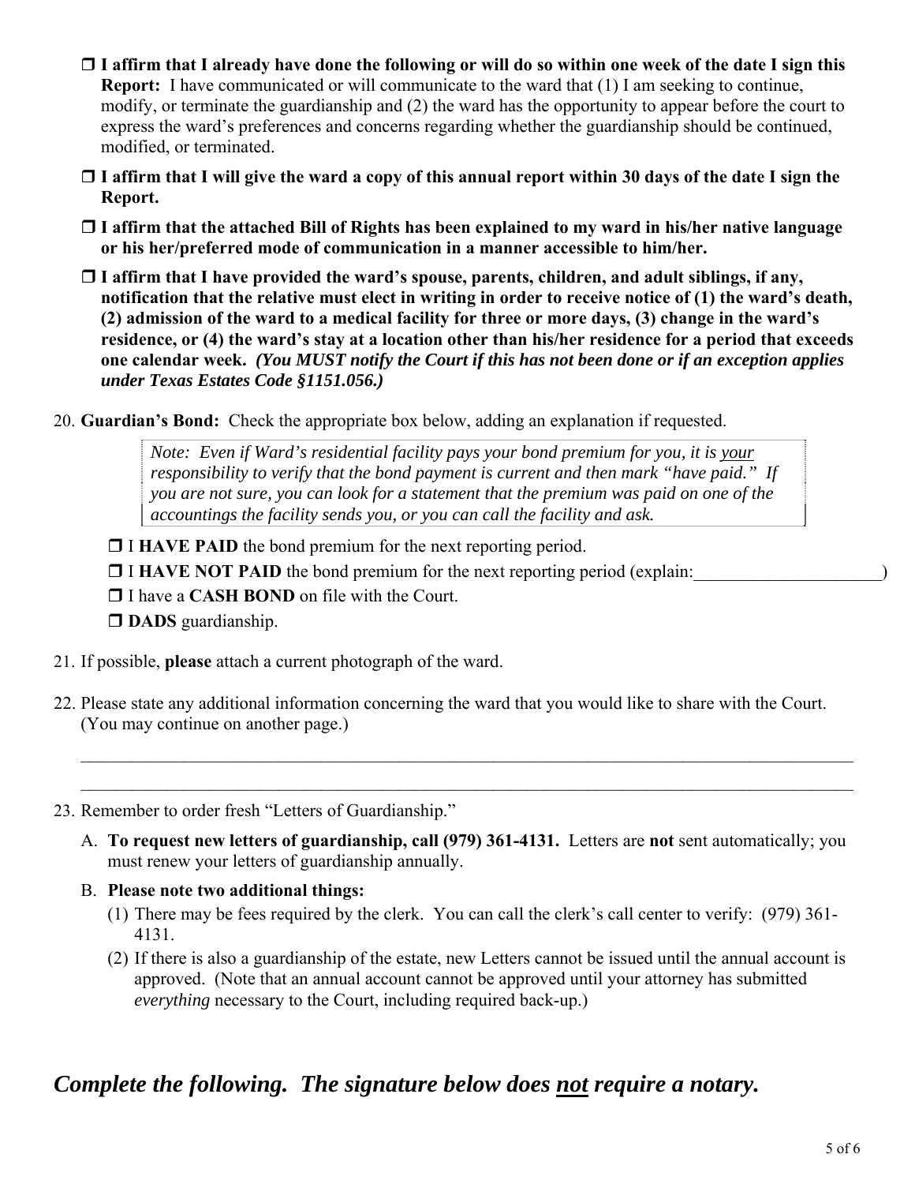- ❒ **I affirm that I already have done the following or will do so within one week of the date I sign this Report:** I have communicated or will communicate to the ward that (1) I am seeking to continue, modify, or terminate the guardianship and (2) the ward has the opportunity to appear before the court to express the ward's preferences and concerns regarding whether the guardianship should be continued, modified, or terminated.
- ❒ **I affirm that I will give the ward a copy of this annual report within 30 days of the date I sign the Report.**
- ❒ **I affirm that the attached Bill of Rights has been explained to my ward in his/her native language or his her/preferred mode of communication in a manner accessible to him/her.**
- ❒ **I affirm that I have provided the ward's spouse, parents, children, and adult siblings, if any, notification that the relative must elect in writing in order to receive notice of (1) the ward's death, (2) admission of the ward to a medical facility for three or more days, (3) change in the ward's residence, or (4) the ward's stay at a location other than his/her residence for a period that exceeds one calendar week.** ***(You MUST notify the Court if this has not been done or if an exception applies under Texas Estates Code §1151.056.)***

20. **Guardian's Bond:** Check the appropriate box below, adding an explanation if requested.

    *Note: Even if Ward's residential facility pays your bond premium for you, it is <u>your</u> responsibility to verify that the bond payment is current and then mark "have paid." If you are not sure, you can look for a statement that the premium was paid on one of the accountings the facility sends you, or you can call the facility and ask.*

    - ❒ I **HAVE PAID** the bond premium for the next reporting period.
    - ❒ I **HAVE NOT PAID** the bond premium for the next reporting period (explain:\_\_\_\_\_\_\_\_\_\_\_\_\_\_\_\_\_\_\_\_\_)
    - ❒ I have a **CASH BOND** on file with the Court.
    - ❒ **DADS** guardianship.

21. If possible, **please** attach a current photograph of the ward.

22. Please state any additional information concerning the ward that you would like to share with the Court. (You may continue on another page.)

    \_\_\_\_\_\_\_\_\_\_\_\_\_\_\_\_\_\_\_\_\_\_\_\_\_\_\_\_\_\_\_\_\_\_\_\_\_\_\_\_\_\_\_\_\_\_\_\_\_\_\_\_\_\_\_\_\_\_\_\_\_\_\_\_\_\_\_\_\_\_\_\_\_\_\_\_\_\_

    \_\_\_\_\_\_\_\_\_\_\_\_\_\_\_\_\_\_\_\_\_\_\_\_\_\_\_\_\_\_\_\_\_\_\_\_\_\_\_\_\_\_\_\_\_\_\_\_\_\_\_\_\_\_\_\_\_\_\_\_\_\_\_\_\_\_\_\_\_\_\_\_\_\_\_\_\_\_

23. Remember to order fresh "Letters of Guardianship."

    A. **To request new letters of guardianship, call (979) 361-4131.** Letters are **not** sent automatically; you must renew your letters of guardianship annually.

    B. **Please note two additional things:**

    (1) There may be fees required by the clerk. You can call the clerk's call center to verify: (979) 361-4131.

    (2) If there is also a guardianship of the estate, new Letters cannot be issued until the annual account is approved. (Note that an annual account cannot be approved until your attorney has submitted *everything* necessary to the Court, including required back-up.)

## *Complete the following. The signature below does <u>not</u> require a notary.*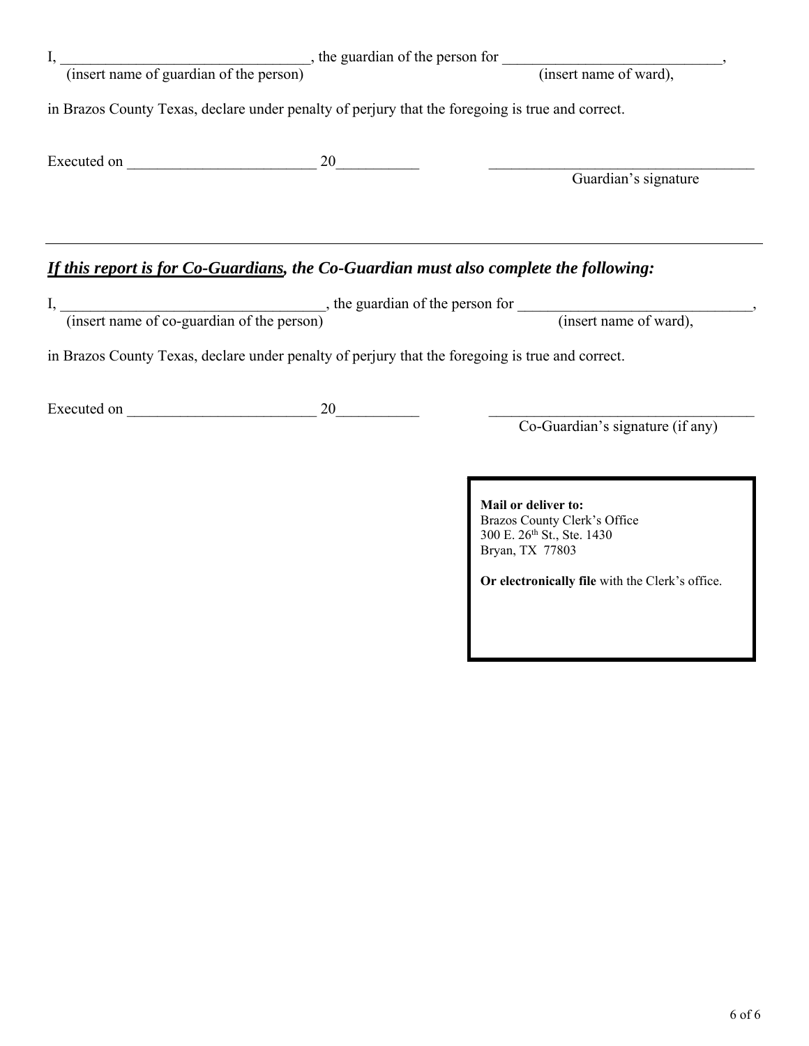I, ________________________________, the guardian of the person for ____________________________,
(insert name of guardian of the person) (insert name of ward),

in Brazos County Texas, declare under penalty of perjury that the foregoing is true and correct.

Executed on ________________________ 20__________ ___________________________________
Guardian's signature

---

***If this report is for Co-Guardians, the Co-Guardian must also complete the following:***

I, __________________________________, the guardian of the person for ______________________________,
(insert name of co-guardian of the person) (insert name of ward),

in Brazos County Texas, declare under penalty of perjury that the foregoing is true and correct.

Executed on ________________________ 20__________ ___________________________________
Co-Guardian's signature (if any)

**Mail or deliver to:**
Brazos County Clerk's Office
300 E. 26th St., Ste. 1430
Bryan, TX 77803

**Or electronically file** with the Clerk's office.